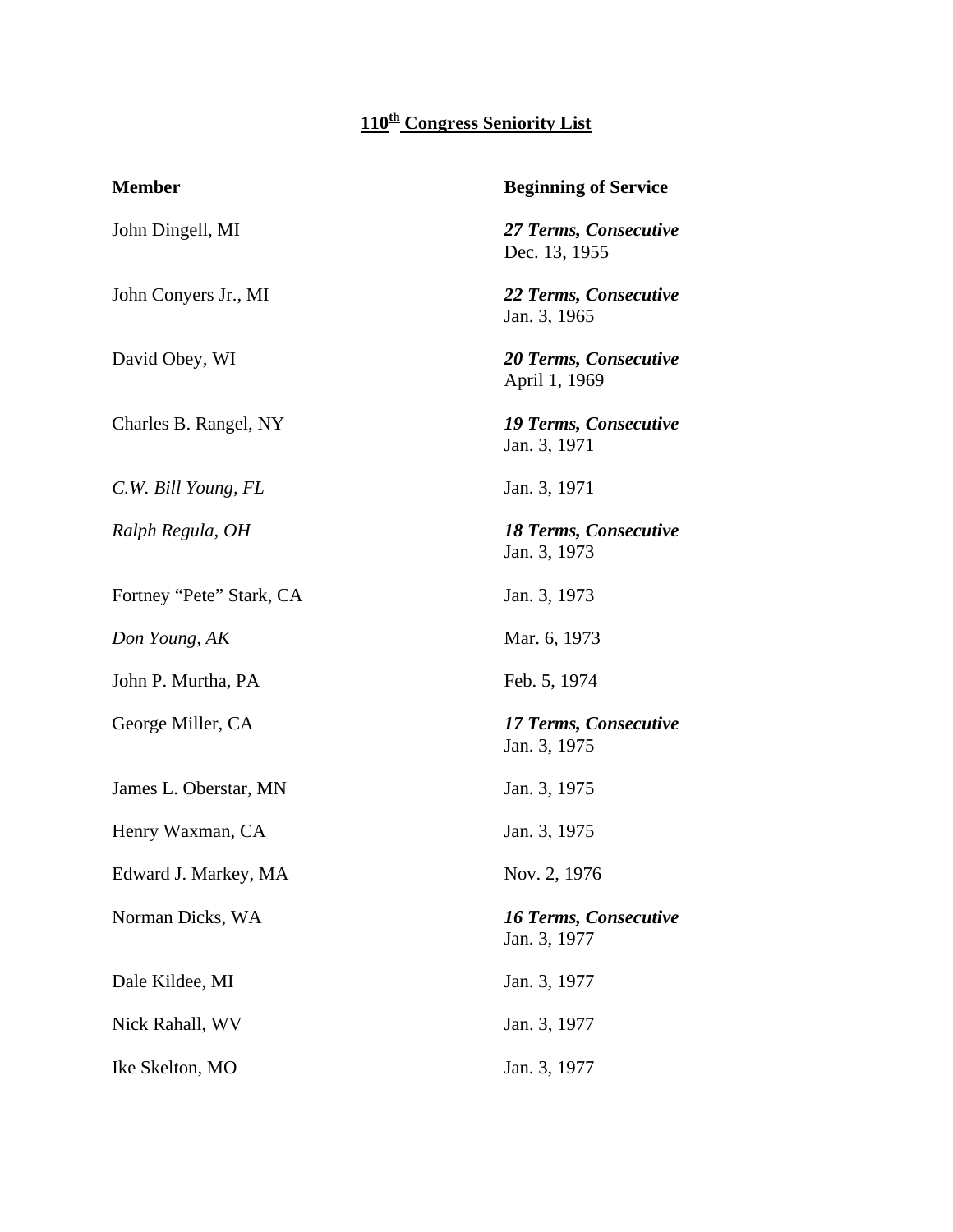# <u>110th Congress Seniority List</u>

| Member | Beginning of Service |
|---|---|
| John Dingell, MI | ***27 Terms, Consecutive***<br>Dec. 13, 1955 |
| John Conyers Jr., MI | ***22 Terms, Consecutive***<br>Jan. 3, 1965 |
| David Obey, WI | ***20 Terms, Consecutive***<br>April 1, 1969 |
| Charles B. Rangel, NY | ***19 Terms, Consecutive***<br>Jan. 3, 1971 |
| *C.W. Bill Young, FL* | Jan. 3, 1971 |
| *Ralph Regula, OH* | ***18 Terms, Consecutive***<br>Jan. 3, 1973 |
| Fortney "Pete" Stark, CA | Jan. 3, 1973 |
| *Don Young, AK* | Mar. 6, 1973 |
| John P. Murtha, PA | Feb. 5, 1974 |
| George Miller, CA | ***17 Terms, Consecutive***<br>Jan. 3, 1975 |
| James L. Oberstar, MN | Jan. 3, 1975 |
| Henry Waxman, CA | Jan. 3, 1975 |
| Edward J. Markey, MA | Nov. 2, 1976 |
| Norman Dicks, WA | ***16 Terms, Consecutive***<br>Jan. 3, 1977 |
| Dale Kildee, MI | Jan. 3, 1977 |
| Nick Rahall, WV | Jan. 3, 1977 |
| Ike Skelton, MO | Jan. 3, 1977 |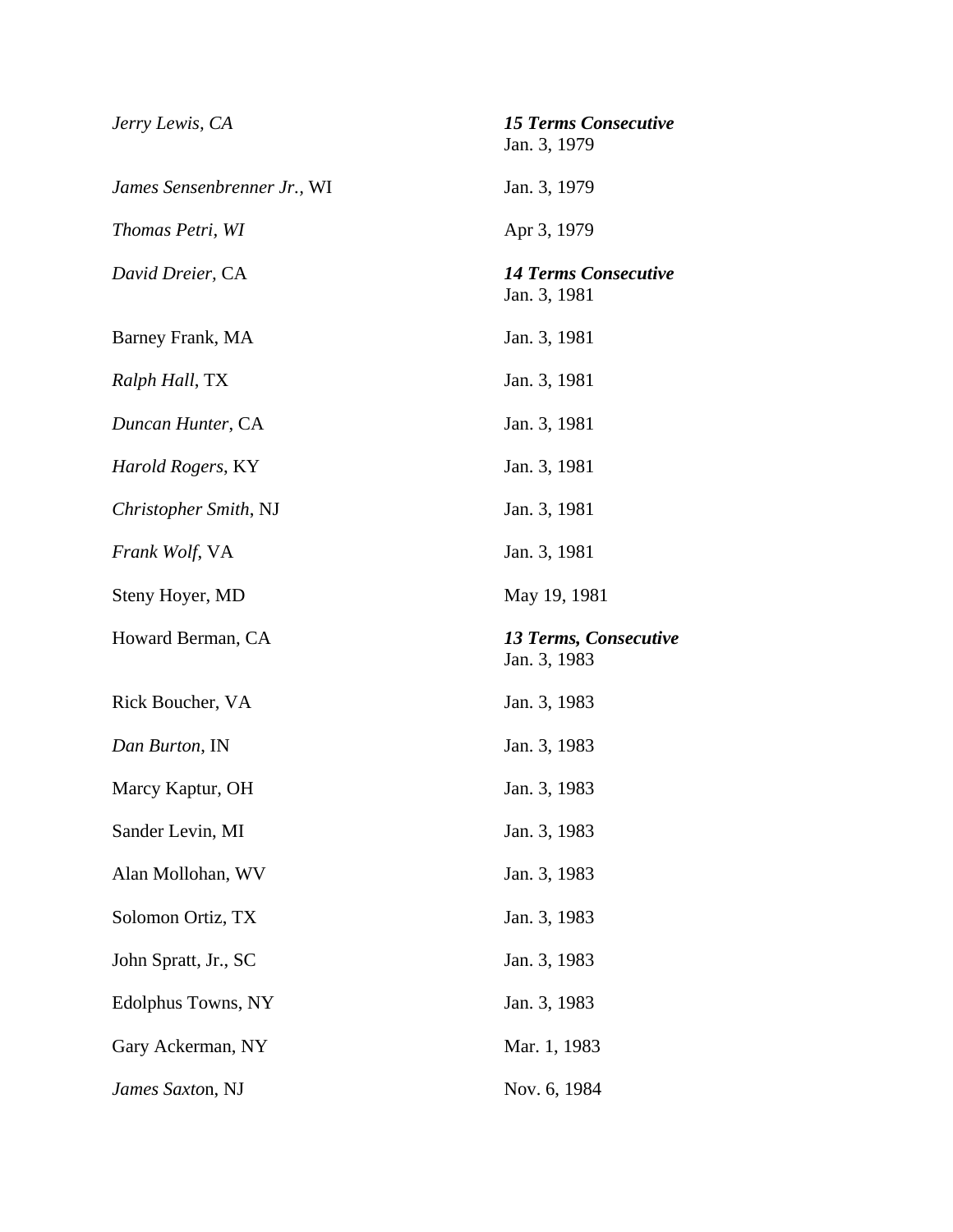| | |
|---|---|
| *Jerry Lewis, CA* | ***15 Terms Consecutive*** Jan. 3, 1979 |
| *James Sensenbrenner Jr.*, WI | Jan. 3, 1979 |
| *Thomas Petri, WI* | Apr 3, 1979 |
| *David Dreier,* CA | ***14 Terms Consecutive*** Jan. 3, 1981 |
| Barney Frank, MA | Jan. 3, 1981 |
| *Ralph Hall*, TX | Jan. 3, 1981 |
| *Duncan Hunter*, CA | Jan. 3, 1981 |
| *Harold Rogers*, KY | Jan. 3, 1981 |
| *Christopher Smith*, NJ | Jan. 3, 1981 |
| *Frank Wolf*, VA | Jan. 3, 1981 |
| Steny Hoyer, MD | May 19, 1981 |
| Howard Berman, CA | ***13 Terms, Consecutive*** Jan. 3, 1983 |
| Rick Boucher, VA | Jan. 3, 1983 |
| *Dan Burton*, IN | Jan. 3, 1983 |
| Marcy Kaptur, OH | Jan. 3, 1983 |
| Sander Levin, MI | Jan. 3, 1983 |
| Alan Mollohan, WV | Jan. 3, 1983 |
| Solomon Ortiz, TX | Jan. 3, 1983 |
| John Spratt, Jr., SC | Jan. 3, 1983 |
| Edolphus Towns, NY | Jan. 3, 1983 |
| Gary Ackerman, NY | Mar. 1, 1983 |
| *James Saxto*n, NJ | Nov. 6, 1984 |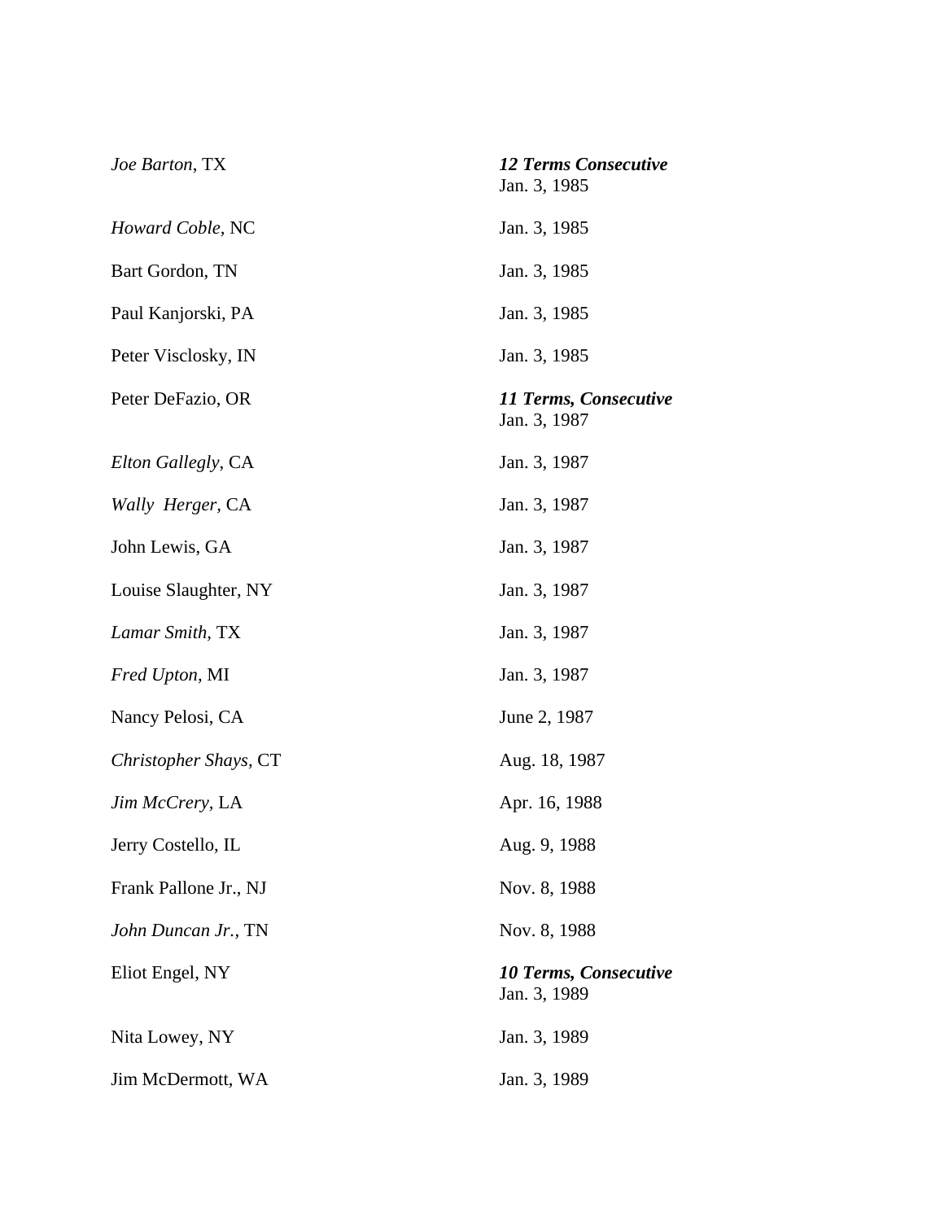| | |
|---|---|
| *Joe Barton*, TX | ***12 Terms Consecutive*** <br> Jan. 3, 1985 |
| *Howard Coble*, NC | Jan. 3, 1985 |
| Bart Gordon, TN | Jan. 3, 1985 |
| Paul Kanjorski, PA | Jan. 3, 1985 |
| Peter Visclosky, IN | Jan. 3, 1985 |
| Peter DeFazio, OR | ***11 Terms, Consecutive*** <br> Jan. 3, 1987 |
| *Elton Gallegly*, CA | Jan. 3, 1987 |
| *Wally Herger*, CA | Jan. 3, 1987 |
| John Lewis, GA | Jan. 3, 1987 |
| Louise Slaughter, NY | Jan. 3, 1987 |
| *Lamar Smith*, TX | Jan. 3, 1987 |
| *Fred Upton*, MI | Jan. 3, 1987 |
| Nancy Pelosi, CA | June 2, 1987 |
| *Christopher Shays*, CT | Aug. 18, 1987 |
| *Jim McCrery*, LA | Apr. 16, 1988 |
| Jerry Costello, IL | Aug. 9, 1988 |
| Frank Pallone Jr., NJ | Nov. 8, 1988 |
| *John Duncan Jr.*, TN | Nov. 8, 1988 |
| Eliot Engel, NY | ***10 Terms, Consecutive*** <br> Jan. 3, 1989 |
| Nita Lowey, NY | Jan. 3, 1989 |
| Jim McDermott, WA | Jan. 3, 1989 |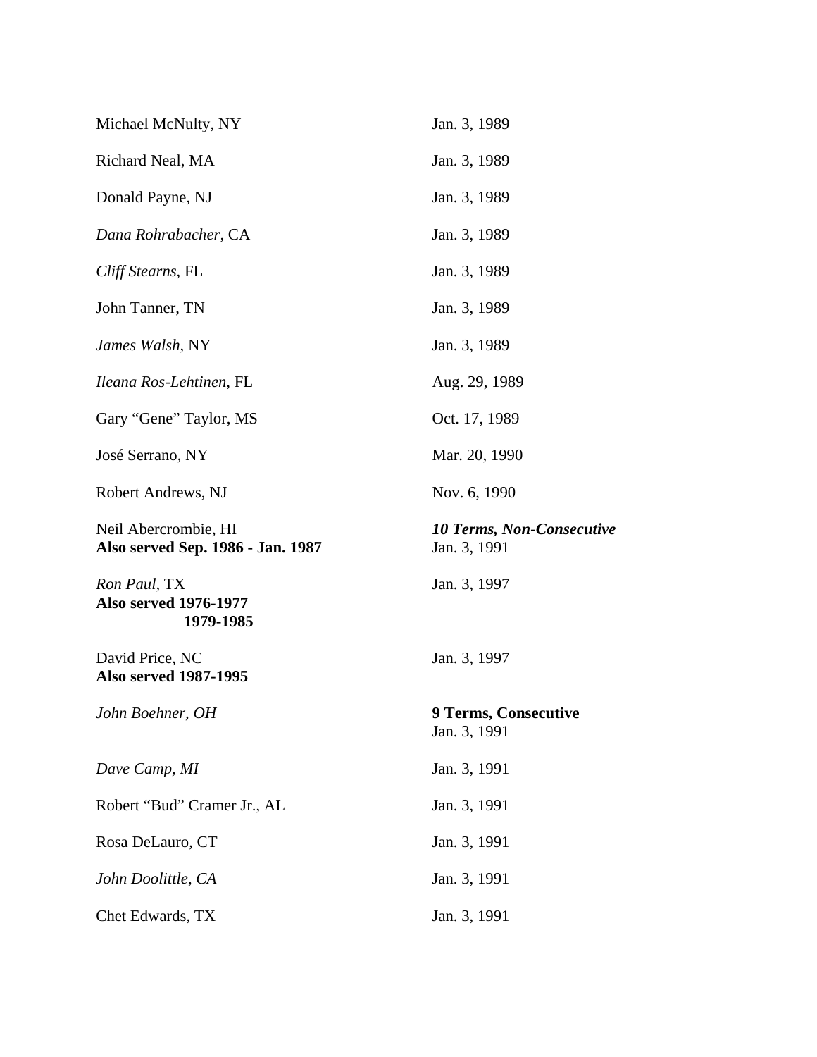| | |
|---|---|
| Michael McNulty, NY | Jan. 3, 1989 |
| Richard Neal, MA | Jan. 3, 1989 |
| Donald Payne, NJ | Jan. 3, 1989 |
| *Dana Rohrabacher,* CA | Jan. 3, 1989 |
| *Cliff Stearns,* FL | Jan. 3, 1989 |
| John Tanner, TN | Jan. 3, 1989 |
| *James Walsh,* NY | Jan. 3, 1989 |
| *Ileana Ros-Lehtinen,* FL | Aug. 29, 1989 |
| Gary "Gene" Taylor, MS | Oct. 17, 1989 |
| José Serrano, NY | Mar. 20, 1990 |
| Robert Andrews, NJ | Nov. 6, 1990 |
| | ***10 Terms, Non-Consecutive*** |
| Neil Abercrombie, HI<br>**Also served Sep. 1986 - Jan. 1987** | Jan. 3, 1991 |
| *Ron Paul,* TX<br>**Also served 1976-1977<br>1979-1985** | Jan. 3, 1997 |
| David Price, NC<br>**Also served 1987-1995** | Jan. 3, 1997 |
| | **9 Terms, Consecutive** |
| *John Boehner, OH* | Jan. 3, 1991 |
| *Dave Camp, MI* | Jan. 3, 1991 |
| Robert "Bud" Cramer Jr., AL | Jan. 3, 1991 |
| Rosa DeLauro, CT | Jan. 3, 1991 |
| *John Doolittle, CA* | Jan. 3, 1991 |
| Chet Edwards, TX | Jan. 3, 1991 |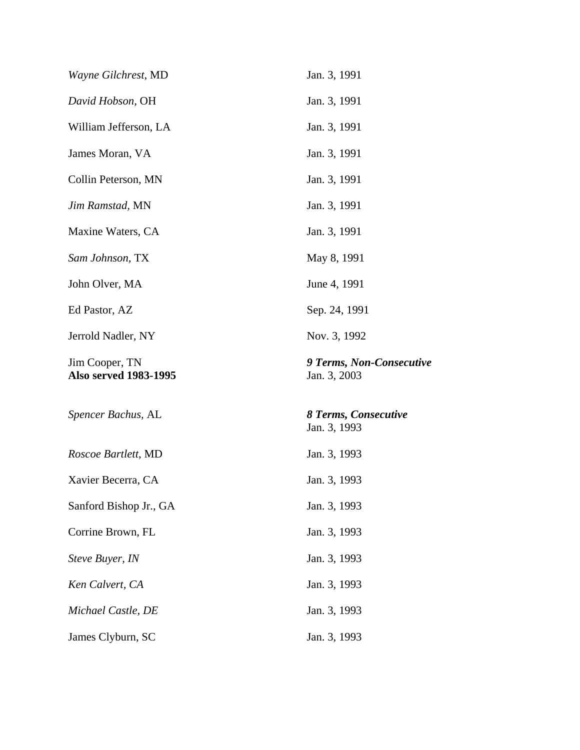| | |
|---|---|
| *Wayne Gilchrest,* MD | Jan. 3, 1991 |
| *David Hobson,* OH | Jan. 3, 1991 |
| William Jefferson, LA | Jan. 3, 1991 |
| James Moran, VA | Jan. 3, 1991 |
| Collin Peterson, MN | Jan. 3, 1991 |
| *Jim Ramstad,* MN | Jan. 3, 1991 |
| Maxine Waters, CA | Jan. 3, 1991 |
| *Sam Johnson,* TX | May 8, 1991 |
| John Olver, MA | June 4, 1991 |
| Ed Pastor, AZ | Sep. 24, 1991 |
| Jerrold Nadler, NY | Nov. 3, 1992 |
| Jim Cooper, TN<br>**Also served 1983-1995** | ***9 Terms, Non-Consecutive***<br>Jan. 3, 2003 |
| *Spencer Bachus,* AL | ***8 Terms, Consecutive***<br>Jan. 3, 1993 |
| *Roscoe Bartlett,* MD | Jan. 3, 1993 |
| Xavier Becerra, CA | Jan. 3, 1993 |
| Sanford Bishop Jr., GA | Jan. 3, 1993 |
| Corrine Brown, FL | Jan. 3, 1993 |
| *Steve Buyer, IN* | Jan. 3, 1993 |
| *Ken Calvert, CA* | Jan. 3, 1993 |
| *Michael Castle, DE* | Jan. 3, 1993 |
| James Clyburn, SC | Jan. 3, 1993 |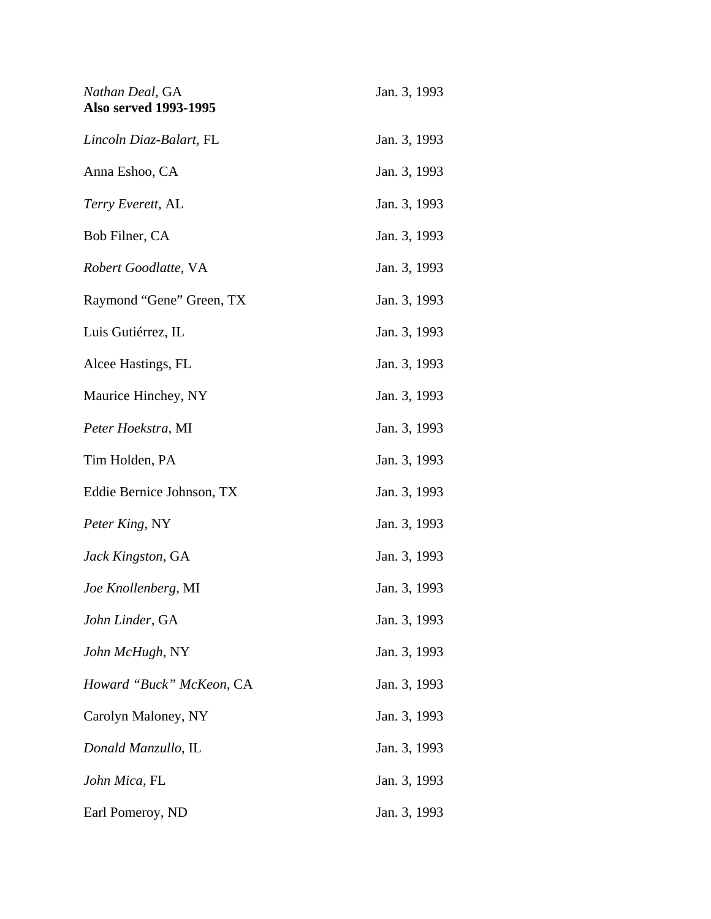| | |
|---|---|
| *Nathan Deal,* GA<br>**Also served 1993-1995** | Jan. 3, 1993 |
| *Lincoln Diaz-Balart,* FL | Jan. 3, 1993 |
| Anna Eshoo, CA | Jan. 3, 1993 |
| *Terry Everett,* AL | Jan. 3, 1993 |
| Bob Filner, CA | Jan. 3, 1993 |
| *Robert Goodlatte,* VA | Jan. 3, 1993 |
| Raymond "Gene" Green, TX | Jan. 3, 1993 |
| Luis Gutiérrez, IL | Jan. 3, 1993 |
| Alcee Hastings, FL | Jan. 3, 1993 |
| Maurice Hinchey, NY | Jan. 3, 1993 |
| *Peter Hoekstra,* MI | Jan. 3, 1993 |
| Tim Holden, PA | Jan. 3, 1993 |
| Eddie Bernice Johnson, TX | Jan. 3, 1993 |
| *Peter King,* NY | Jan. 3, 1993 |
| *Jack Kingston,* GA | Jan. 3, 1993 |
| *Joe Knollenberg,* MI | Jan. 3, 1993 |
| *John Linder,* GA | Jan. 3, 1993 |
| *John McHugh,* NY | Jan. 3, 1993 |
| *Howard "Buck" McKeon,* CA | Jan. 3, 1993 |
| Carolyn Maloney, NY | Jan. 3, 1993 |
| *Donald Manzullo,* IL | Jan. 3, 1993 |
| *John Mica,* FL | Jan. 3, 1993 |
| Earl Pomeroy, ND | Jan. 3, 1993 |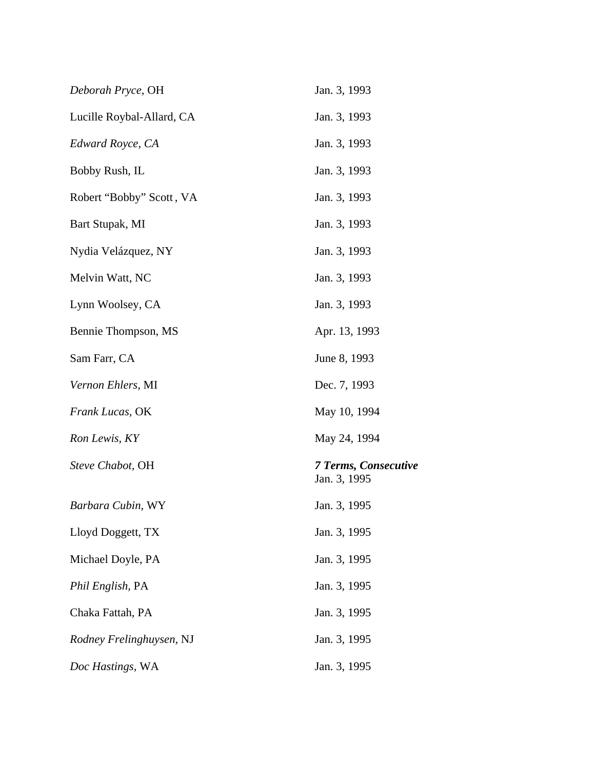| | |
|---|---|
| *Deborah Pryce,* OH | Jan. 3, 1993 |
| Lucille Roybal-Allard, CA | Jan. 3, 1993 |
| *Edward Royce, CA* | Jan. 3, 1993 |
| Bobby Rush, IL | Jan. 3, 1993 |
| Robert "Bobby" Scott , VA | Jan. 3, 1993 |
| Bart Stupak, MI | Jan. 3, 1993 |
| Nydia Velázquez, NY | Jan. 3, 1993 |
| Melvin Watt, NC | Jan. 3, 1993 |
| Lynn Woolsey, CA | Jan. 3, 1993 |
| Bennie Thompson, MS | Apr. 13, 1993 |
| Sam Farr, CA | June 8, 1993 |
| *Vernon Ehlers,* MI | Dec. 7, 1993 |
| *Frank Lucas,* OK | May 10, 1994 |
| *Ron Lewis, KY* | May 24, 1994 |
| *Steve Chabot,* OH | ***7 Terms, Consecutive*** Jan. 3, 1995 |
| *Barbara Cubin,* WY | Jan. 3, 1995 |
| Lloyd Doggett, TX | Jan. 3, 1995 |
| Michael Doyle, PA | Jan. 3, 1995 |
| *Phil English,* PA | Jan. 3, 1995 |
| Chaka Fattah, PA | Jan. 3, 1995 |
| *Rodney Frelinghuysen,* NJ | Jan. 3, 1995 |
| *Doc Hastings,* WA | Jan. 3, 1995 |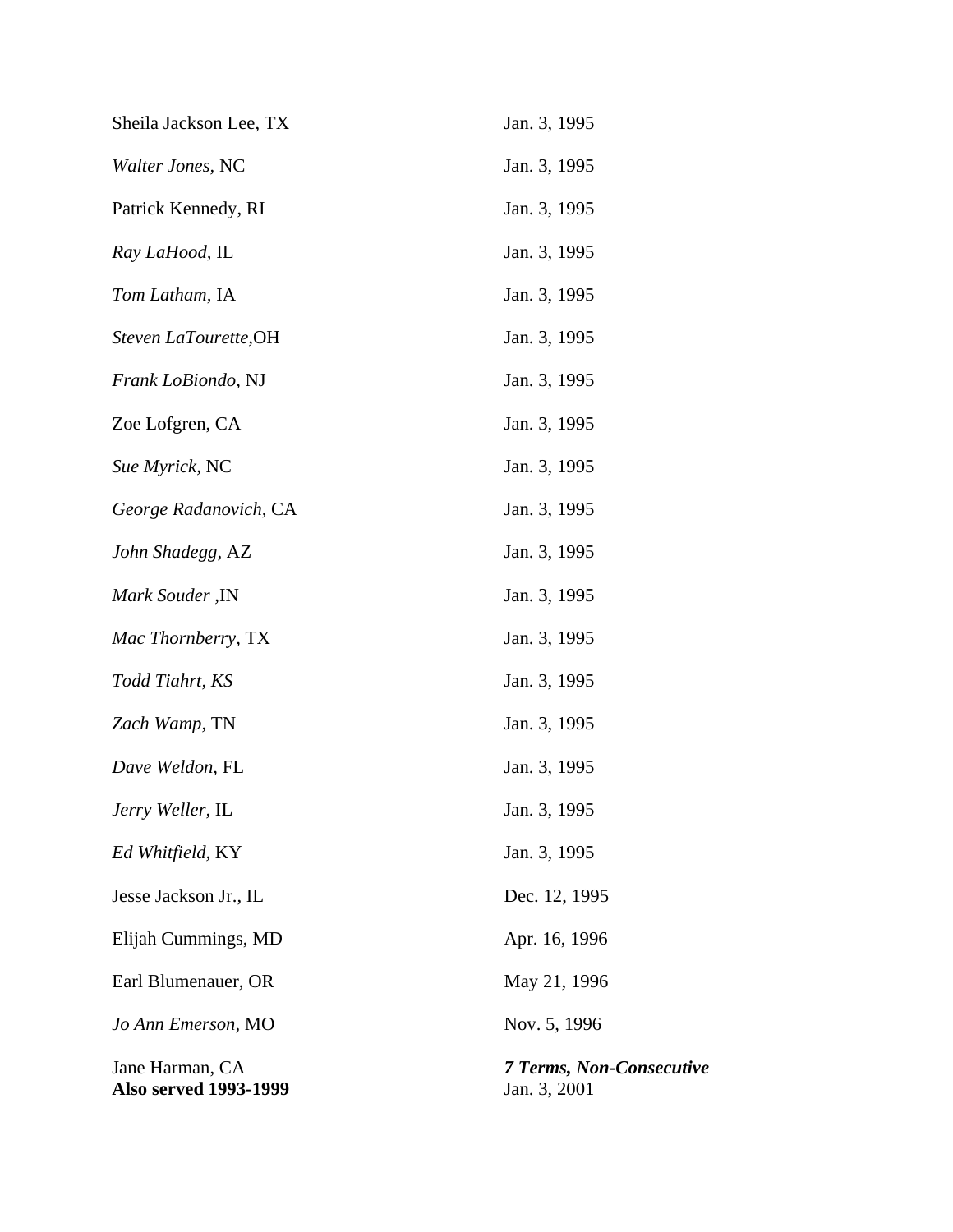| | |
|---|---|
| Sheila Jackson Lee, TX | Jan. 3, 1995 |
| *Walter Jones,* NC | Jan. 3, 1995 |
| Patrick Kennedy, RI | Jan. 3, 1995 |
| *Ray LaHood,* IL | Jan. 3, 1995 |
| *Tom Latham*, IA | Jan. 3, 1995 |
| *Steven LaTourette*,OH | Jan. 3, 1995 |
| *Frank LoBiondo,* NJ | Jan. 3, 1995 |
| Zoe Lofgren, CA | Jan. 3, 1995 |
| *Sue Myrick,* NC | Jan. 3, 1995 |
| *George Radanovich,* CA | Jan. 3, 1995 |
| *John Shadegg,* AZ | Jan. 3, 1995 |
| *Mark Souder* ,IN | Jan. 3, 1995 |
| *Mac Thornberry,* TX | Jan. 3, 1995 |
| *Todd Tiahrt, KS* | Jan. 3, 1995 |
| *Zach Wamp,* TN | Jan. 3, 1995 |
| *Dave Weldon,* FL | Jan. 3, 1995 |
| *Jerry Weller*, IL | Jan. 3, 1995 |
| *Ed Whitfield*, KY | Jan. 3, 1995 |
| Jesse Jackson Jr., IL | Dec. 12, 1995 |
| Elijah Cummings, MD | Apr. 16, 1996 |
| Earl Blumenauer, OR | May 21, 1996 |
| *Jo Ann Emerson*, MO | Nov. 5, 1996 |
| Jane Harman, CA<br>**Also served 1993-1999** | ***7 Terms, Non-Consecutive***<br>Jan. 3, 2001 |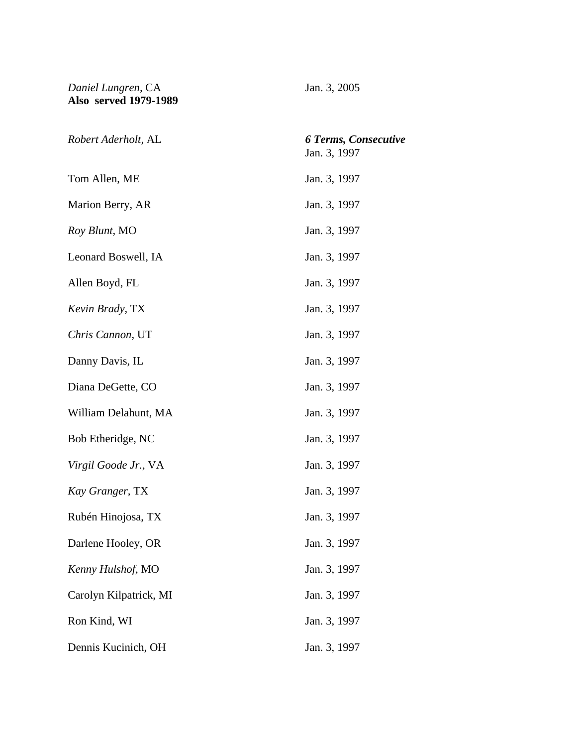*Daniel Lungren*, CA — Jan. 3, 2005
**Also served 1979-1989**

| | ***6 Terms, Consecutive*** |
|---|---|
| *Robert Aderholt,* AL | Jan. 3, 1997 |
| Tom Allen, ME | Jan. 3, 1997 |
| Marion Berry, AR | Jan. 3, 1997 |
| *Roy Blunt*, MO | Jan. 3, 1997 |
| Leonard Boswell, IA | Jan. 3, 1997 |
| Allen Boyd, FL | Jan. 3, 1997 |
| *Kevin Brady*, TX | Jan. 3, 1997 |
| *Chris Cannon*, UT | Jan. 3, 1997 |
| Danny Davis, IL | Jan. 3, 1997 |
| Diana DeGette, CO | Jan. 3, 1997 |
| William Delahunt, MA | Jan. 3, 1997 |
| Bob Etheridge, NC | Jan. 3, 1997 |
| *Virgil Goode Jr.,* VA | Jan. 3, 1997 |
| *Kay Granger*, TX | Jan. 3, 1997 |
| Rubén Hinojosa, TX | Jan. 3, 1997 |
| Darlene Hooley, OR | Jan. 3, 1997 |
| *Kenny Hulshof,* MO | Jan. 3, 1997 |
| Carolyn Kilpatrick, MI | Jan. 3, 1997 |
| Ron Kind, WI | Jan. 3, 1997 |
| Dennis Kucinich, OH | Jan. 3, 1997 |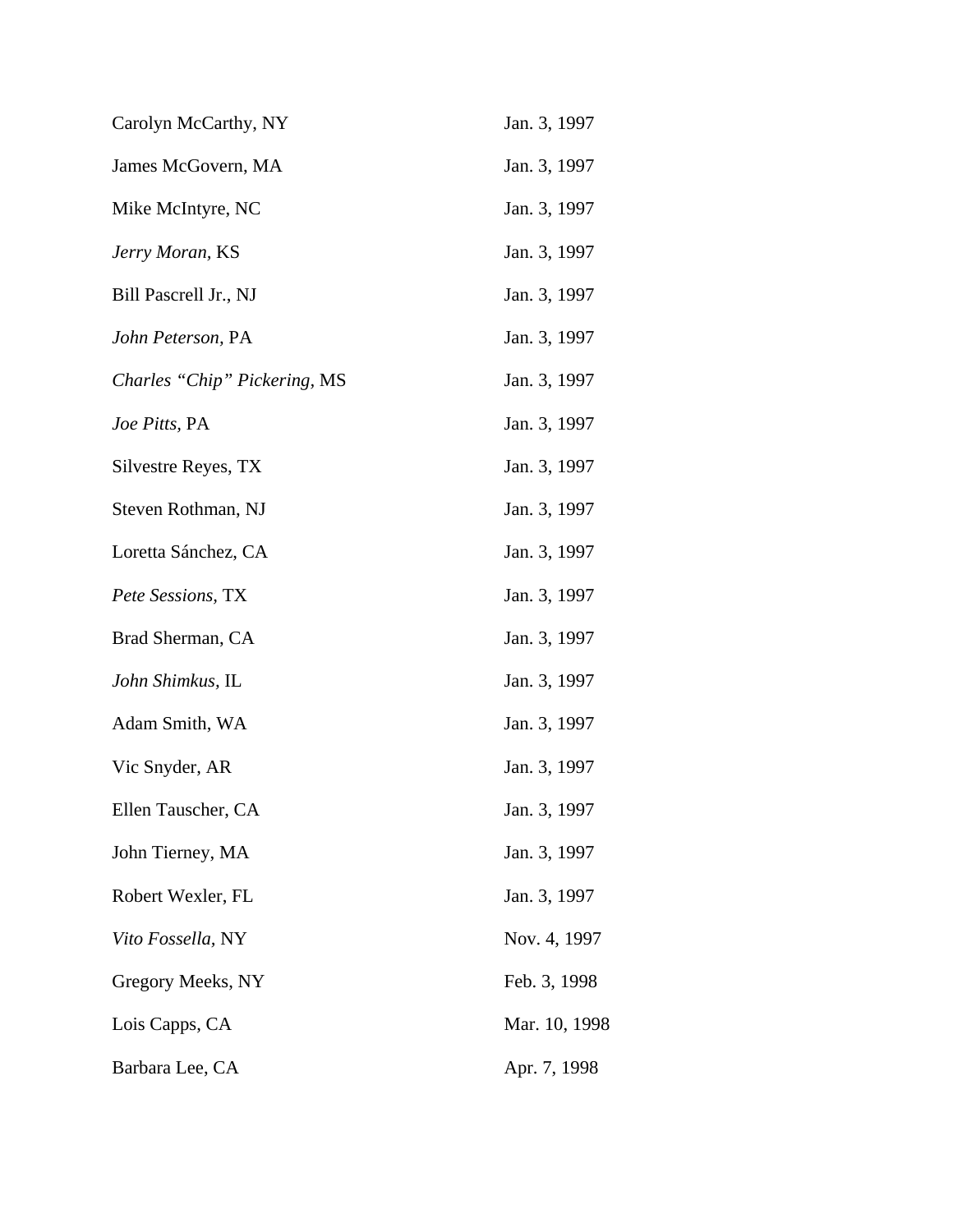| | |
|---|---|
| Carolyn McCarthy, NY | Jan. 3, 1997 |
| James McGovern, MA | Jan. 3, 1997 |
| Mike McIntyre, NC | Jan. 3, 1997 |
| *Jerry Moran,* KS | Jan. 3, 1997 |
| Bill Pascrell Jr., NJ | Jan. 3, 1997 |
| *John Peterson,* PA | Jan. 3, 1997 |
| *Charles "Chip" Pickering,* MS | Jan. 3, 1997 |
| *Joe Pitts,* PA | Jan. 3, 1997 |
| Silvestre Reyes, TX | Jan. 3, 1997 |
| Steven Rothman, NJ | Jan. 3, 1997 |
| Loretta Sánchez, CA | Jan. 3, 1997 |
| *Pete Sessions,* TX | Jan. 3, 1997 |
| Brad Sherman, CA | Jan. 3, 1997 |
| *John Shimkus,* IL | Jan. 3, 1997 |
| Adam Smith, WA | Jan. 3, 1997 |
| Vic Snyder, AR | Jan. 3, 1997 |
| Ellen Tauscher, CA | Jan. 3, 1997 |
| John Tierney, MA | Jan. 3, 1997 |
| Robert Wexler, FL | Jan. 3, 1997 |
| *Vito Fossella,* NY | Nov. 4, 1997 |
| Gregory Meeks, NY | Feb. 3, 1998 |
| Lois Capps, CA | Mar. 10, 1998 |
| Barbara Lee, CA | Apr. 7, 1998 |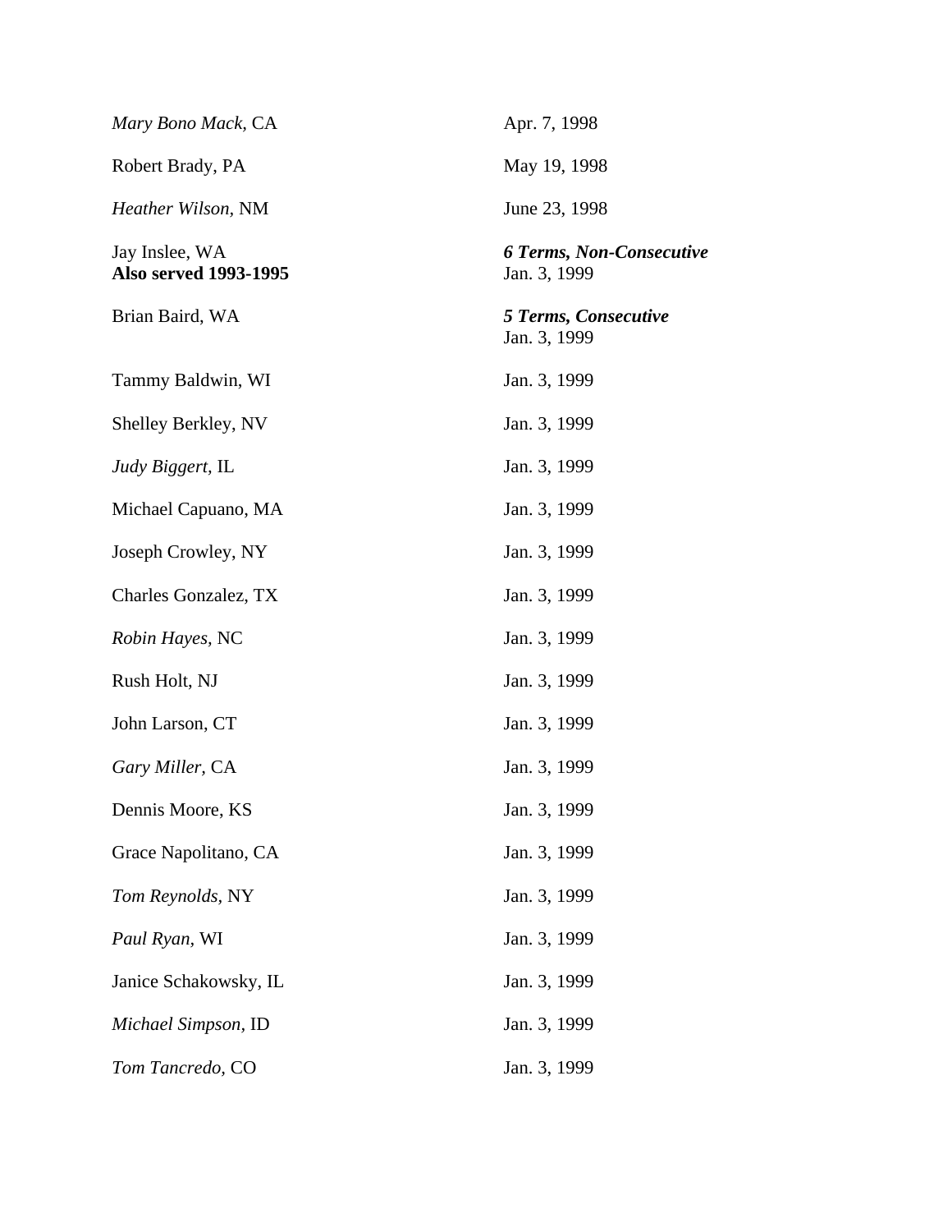| | |
|---|---|
| *Mary Bono Mack*, CA | Apr. 7, 1998 |
| Robert Brady, PA | May 19, 1998 |
| *Heather Wilson*, NM | June 23, 1998 |
| Jay Inslee, WA<br>**Also served 1993-1995** | ***6 Terms, Non-Consecutive***<br>Jan. 3, 1999 |
| Brian Baird, WA | ***5 Terms, Consecutive***<br>Jan. 3, 1999 |
| Tammy Baldwin, WI | Jan. 3, 1999 |
| Shelley Berkley, NV | Jan. 3, 1999 |
| *Judy Biggert*, IL | Jan. 3, 1999 |
| Michael Capuano, MA | Jan. 3, 1999 |
| Joseph Crowley, NY | Jan. 3, 1999 |
| Charles Gonzalez, TX | Jan. 3, 1999 |
| *Robin Hayes*, NC | Jan. 3, 1999 |
| Rush Holt, NJ | Jan. 3, 1999 |
| John Larson, CT | Jan. 3, 1999 |
| *Gary Miller*, CA | Jan. 3, 1999 |
| Dennis Moore, KS | Jan. 3, 1999 |
| Grace Napolitano, CA | Jan. 3, 1999 |
| *Tom Reynolds*, NY | Jan. 3, 1999 |
| *Paul Ryan*, WI | Jan. 3, 1999 |
| Janice Schakowsky, IL | Jan. 3, 1999 |
| *Michael Simpson*, ID | Jan. 3, 1999 |
| *Tom Tancredo*, CO | Jan. 3, 1999 |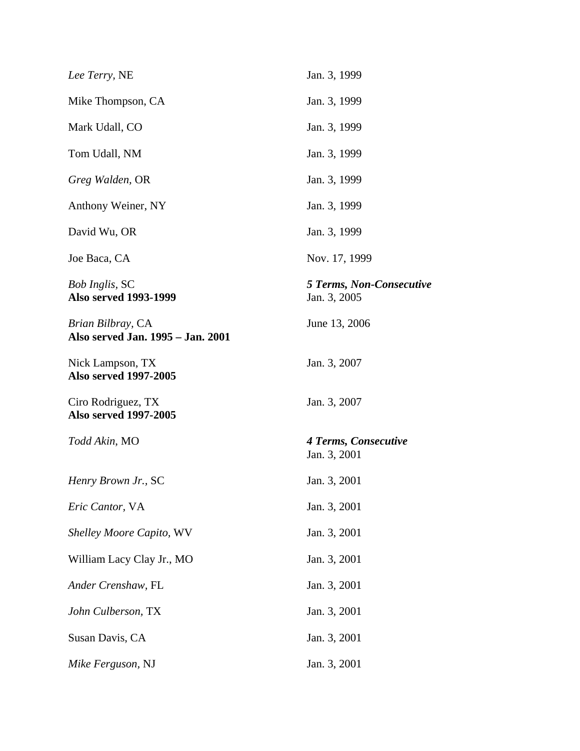| | |
|---|---|
| *Lee Terry,* NE | Jan. 3, 1999 |
| Mike Thompson, CA | Jan. 3, 1999 |
| Mark Udall, CO | Jan. 3, 1999 |
| Tom Udall, NM | Jan. 3, 1999 |
| *Greg Walden,* OR | Jan. 3, 1999 |
| Anthony Weiner, NY | Jan. 3, 1999 |
| David Wu, OR | Jan. 3, 1999 |
| Joe Baca, CA | Nov. 17, 1999 |
| *Bob Inglis,* SC<br>**Also served 1993-1999** | ***5 Terms, Non-Consecutive***<br>Jan. 3, 2005 |
| *Brian Bilbray,* CA<br>**Also served Jan. 1995 – Jan. 2001** | June 13, 2006 |
| Nick Lampson, TX<br>**Also served 1997-2005** | Jan. 3, 2007 |
| Ciro Rodriguez, TX<br>**Also served 1997-2005** | Jan. 3, 2007 |
| *Todd Akin,* MO | ***4 Terms, Consecutive***<br>Jan. 3, 2001 |
| *Henry Brown Jr.,* SC | Jan. 3, 2001 |
| *Eric Cantor,* VA | Jan. 3, 2001 |
| *Shelley Moore Capito,* WV | Jan. 3, 2001 |
| William Lacy Clay Jr., MO | Jan. 3, 2001 |
| *Ander Crenshaw,* FL | Jan. 3, 2001 |
| *John Culberson,* TX | Jan. 3, 2001 |
| Susan Davis, CA | Jan. 3, 2001 |
| *Mike Ferguson,* NJ | Jan. 3, 2001 |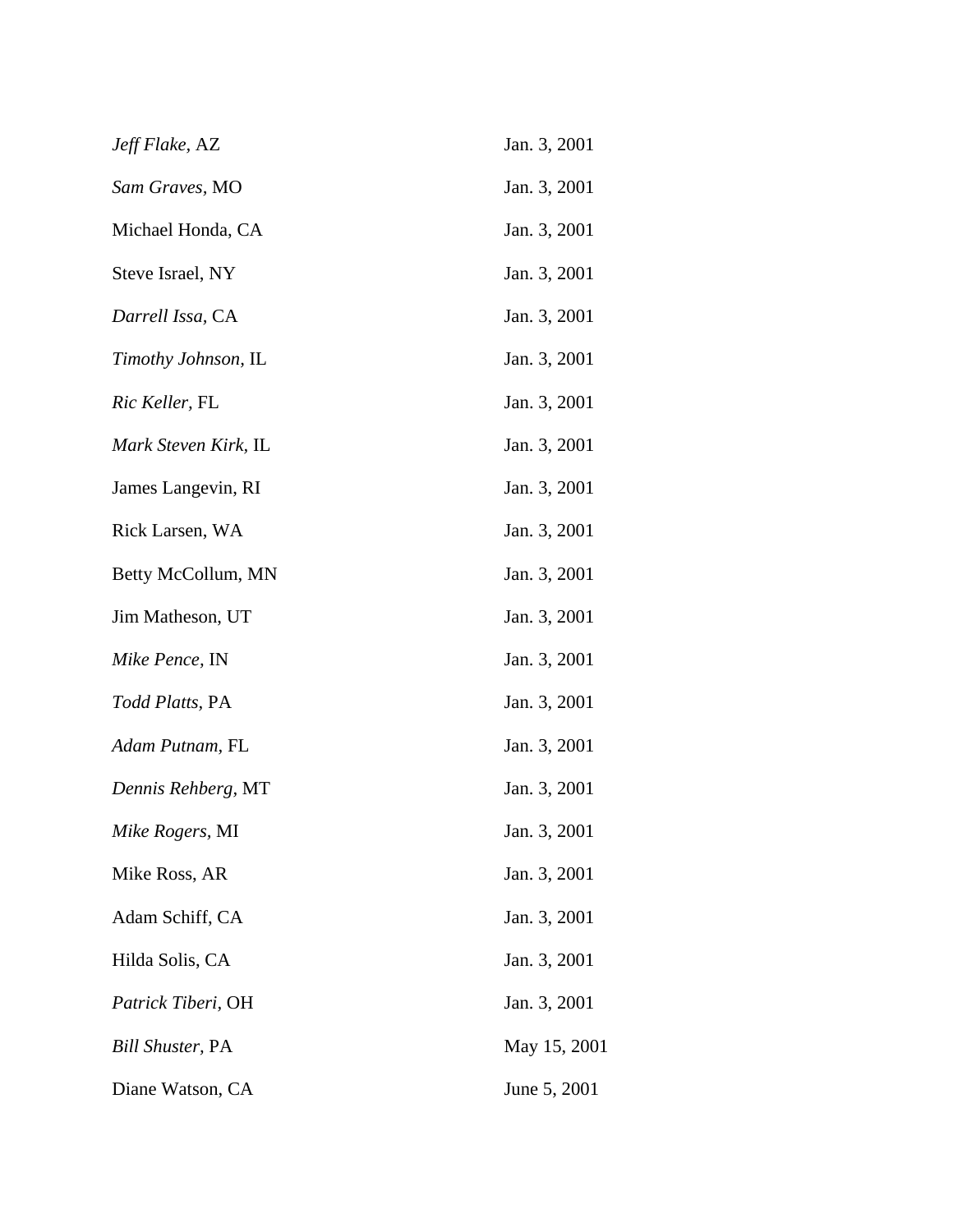| | |
|---|---|
| *Jeff Flake*, AZ | Jan. 3, 2001 |
| *Sam Graves*, MO | Jan. 3, 2001 |
| Michael Honda, CA | Jan. 3, 2001 |
| Steve Israel, NY | Jan. 3, 2001 |
| *Darrell Issa*, CA | Jan. 3, 2001 |
| *Timothy Johnson*, IL | Jan. 3, 2001 |
| *Ric Keller*, FL | Jan. 3, 2001 |
| *Mark Steven Kirk*, IL | Jan. 3, 2001 |
| James Langevin, RI | Jan. 3, 2001 |
| Rick Larsen, WA | Jan. 3, 2001 |
| Betty McCollum, MN | Jan. 3, 2001 |
| Jim Matheson, UT | Jan. 3, 2001 |
| *Mike Pence*, IN | Jan. 3, 2001 |
| *Todd Platts*, PA | Jan. 3, 2001 |
| *Adam Putnam*, FL | Jan. 3, 2001 |
| *Dennis Rehberg*, MT | Jan. 3, 2001 |
| *Mike Rogers*, MI | Jan. 3, 2001 |
| Mike Ross, AR | Jan. 3, 2001 |
| Adam Schiff, CA | Jan. 3, 2001 |
| Hilda Solis, CA | Jan. 3, 2001 |
| *Patrick Tiberi*, OH | Jan. 3, 2001 |
| *Bill Shuster*, PA | May 15, 2001 |
| Diane Watson, CA | June 5, 2001 |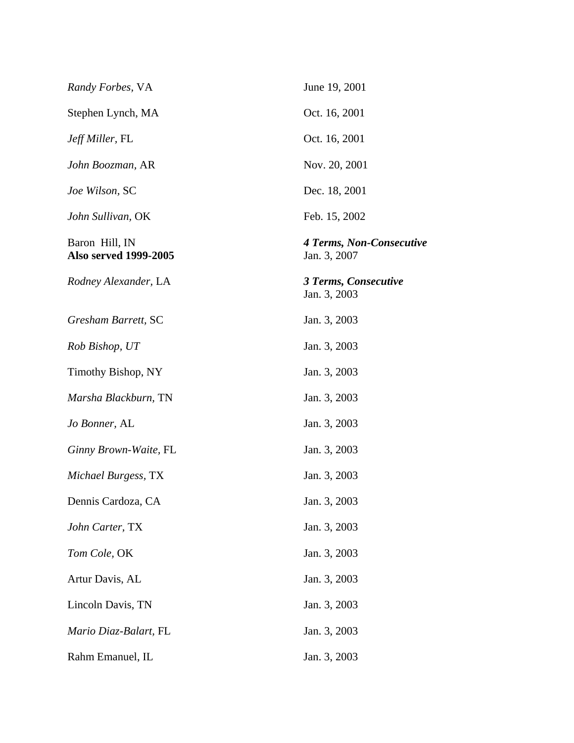| | |
|---|---|
| *Randy Forbes*, VA | June 19, 2001 |
| Stephen Lynch, MA | Oct. 16, 2001 |
| *Jeff Miller*, FL | Oct. 16, 2001 |
| *John Boozman*, AR | Nov. 20, 2001 |
| *Joe Wilson*, SC | Dec. 18, 2001 |
| *John Sullivan*, OK | Feb. 15, 2002 |
| Baron Hill, IN<br>**Also served 1999-2005** | ***4 Terms, Non-Consecutive***<br>Jan. 3, 2007 |
| *Rodney Alexander*, LA | ***3 Terms, Consecutive***<br>Jan. 3, 2003 |
| *Gresham Barrett*, SC | Jan. 3, 2003 |
| *Rob Bishop, UT* | Jan. 3, 2003 |
| Timothy Bishop, NY | Jan. 3, 2003 |
| *Marsha Blackburn*, TN | Jan. 3, 2003 |
| *Jo Bonner*, AL | Jan. 3, 2003 |
| *Ginny Brown-Waite*, FL | Jan. 3, 2003 |
| *Michael Burgess*, TX | Jan. 3, 2003 |
| Dennis Cardoza, CA | Jan. 3, 2003 |
| *John Carter*, TX | Jan. 3, 2003 |
| *Tom Cole*, OK | Jan. 3, 2003 |
| Artur Davis, AL | Jan. 3, 2003 |
| Lincoln Davis, TN | Jan. 3, 2003 |
| *Mario Diaz-Balart*, FL | Jan. 3, 2003 |
| Rahm Emanuel, IL | Jan. 3, 2003 |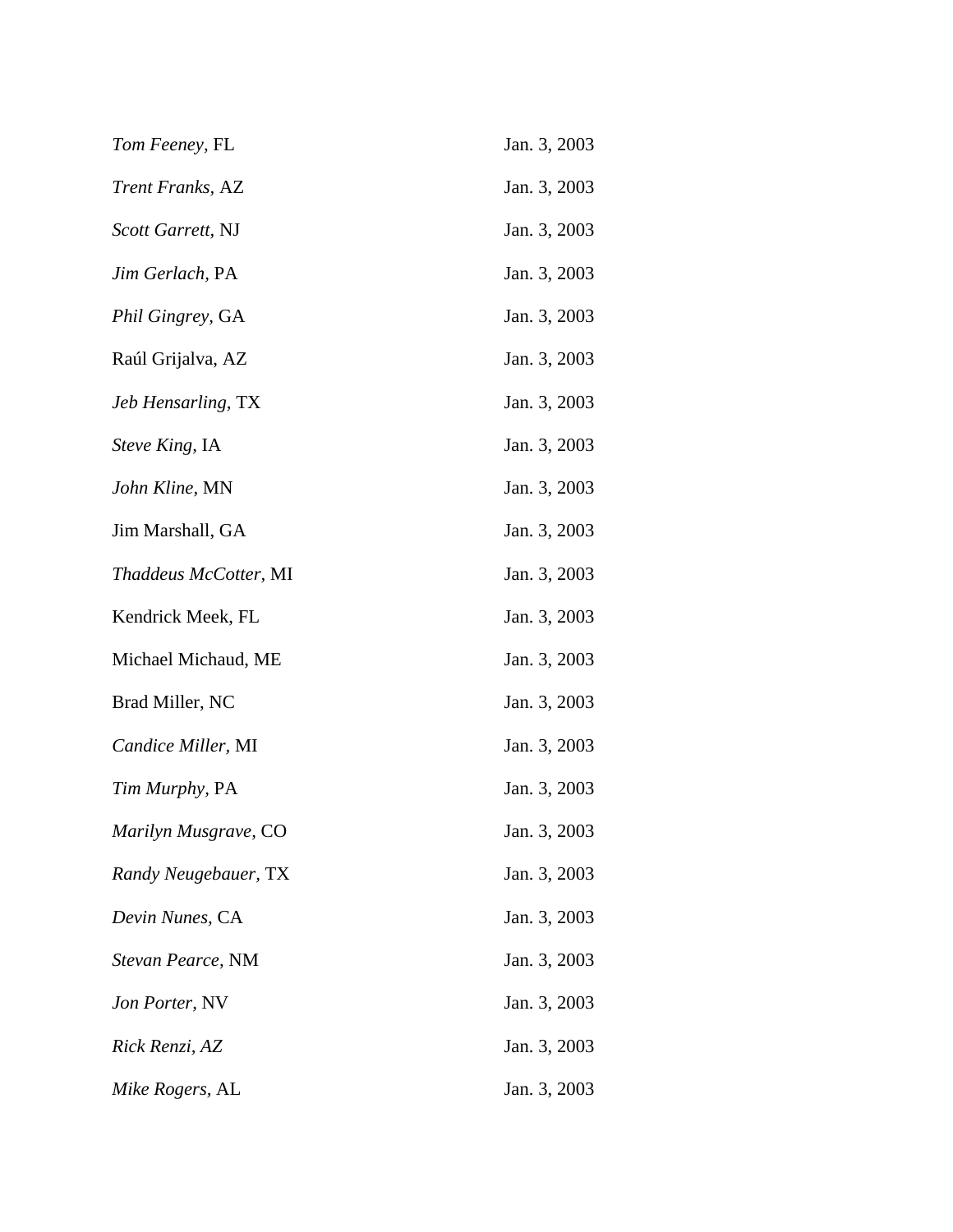| | |
|---|---|
| *Tom Feeney*, FL | Jan. 3, 2003 |
| *Trent Franks*, AZ | Jan. 3, 2003 |
| *Scott Garrett*, NJ | Jan. 3, 2003 |
| *Jim Gerlach*, PA | Jan. 3, 2003 |
| *Phil Gingrey*, GA | Jan. 3, 2003 |
| Raúl Grijalva, AZ | Jan. 3, 2003 |
| *Jeb Hensarling*, TX | Jan. 3, 2003 |
| *Steve King*, IA | Jan. 3, 2003 |
| *John Kline*, MN | Jan. 3, 2003 |
| Jim Marshall, GA | Jan. 3, 2003 |
| *Thaddeus McCotter*, MI | Jan. 3, 2003 |
| Kendrick Meek, FL | Jan. 3, 2003 |
| Michael Michaud, ME | Jan. 3, 2003 |
| Brad Miller, NC | Jan. 3, 2003 |
| *Candice Miller*, MI | Jan. 3, 2003 |
| *Tim Murphy*, PA | Jan. 3, 2003 |
| *Marilyn Musgrave*, CO | Jan. 3, 2003 |
| *Randy Neugebauer*, TX | Jan. 3, 2003 |
| *Devin Nunes*, CA | Jan. 3, 2003 |
| *Stevan Pearce*, NM | Jan. 3, 2003 |
| *Jon Porter*, NV | Jan. 3, 2003 |
| *Rick Renzi, AZ* | Jan. 3, 2003 |
| *Mike Rogers*, AL | Jan. 3, 2003 |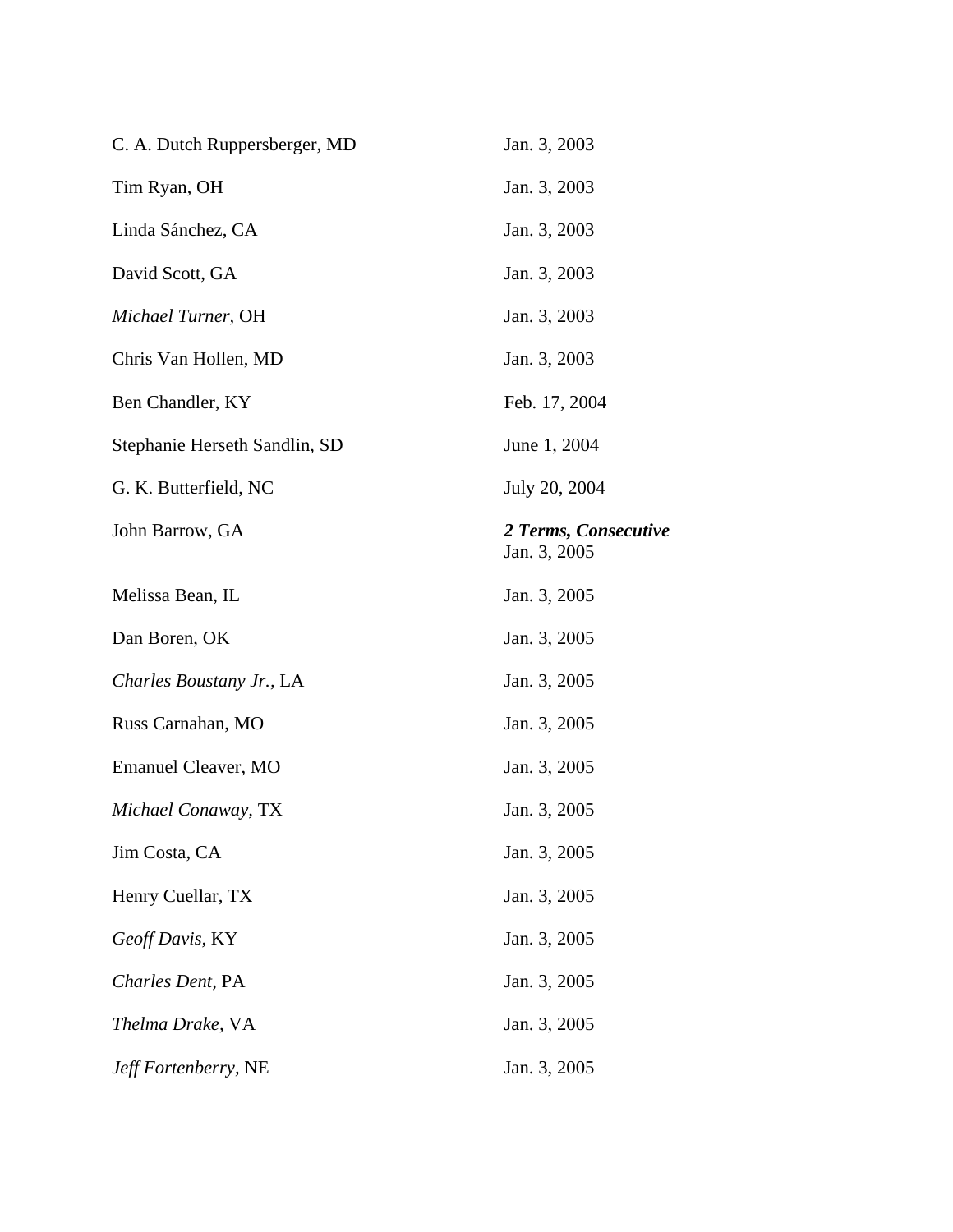| | |
|---|---|
| C. A. Dutch Ruppersberger, MD | Jan. 3, 2003 |
| Tim Ryan, OH | Jan. 3, 2003 |
| Linda Sánchez, CA | Jan. 3, 2003 |
| David Scott, GA | Jan. 3, 2003 |
| *Michael Turner,* OH | Jan. 3, 2003 |
| Chris Van Hollen, MD | Jan. 3, 2003 |
| Ben Chandler, KY | Feb. 17, 2004 |
| Stephanie Herseth Sandlin, SD | June 1, 2004 |
| G. K. Butterfield, NC | July 20, 2004 |
| John Barrow, GA | ***2 Terms, Consecutive*** Jan. 3, 2005 |
| Melissa Bean, IL | Jan. 3, 2005 |
| Dan Boren, OK | Jan. 3, 2005 |
| *Charles Boustany Jr.,* LA | Jan. 3, 2005 |
| Russ Carnahan, MO | Jan. 3, 2005 |
| Emanuel Cleaver, MO | Jan. 3, 2005 |
| *Michael Conaway,* TX | Jan. 3, 2005 |
| Jim Costa, CA | Jan. 3, 2005 |
| Henry Cuellar, TX | Jan. 3, 2005 |
| *Geoff Davis,* KY | Jan. 3, 2005 |
| *Charles Dent,* PA | Jan. 3, 2005 |
| *Thelma Drake,* VA | Jan. 3, 2005 |
| *Jeff Fortenberry,* NE | Jan. 3, 2005 |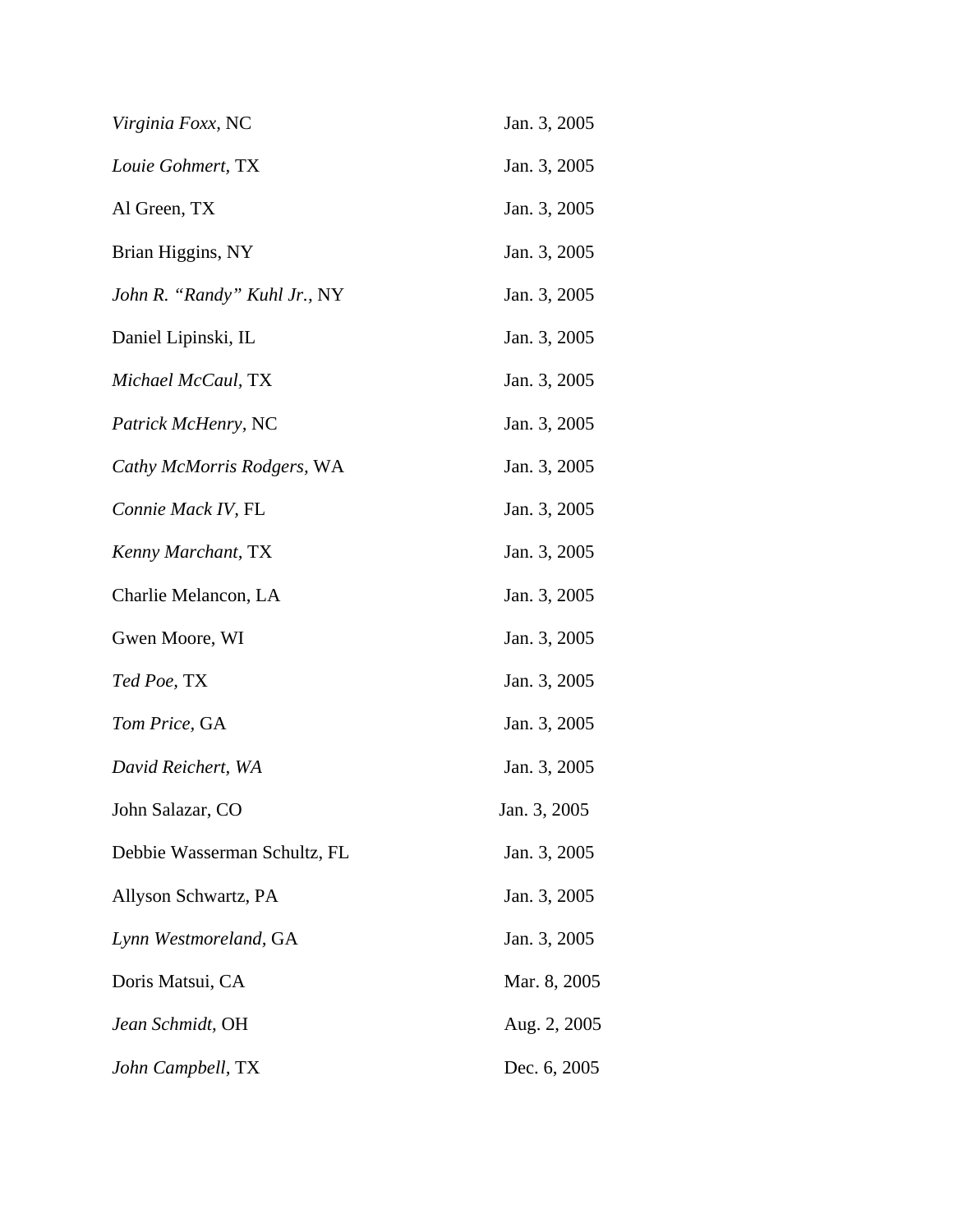| | |
|---|---|
| *Virginia Foxx,* NC | Jan. 3, 2005 |
| *Louie Gohmert,* TX | Jan. 3, 2005 |
| Al Green, TX | Jan. 3, 2005 |
| Brian Higgins, NY | Jan. 3, 2005 |
| *John R. "Randy" Kuhl Jr.,* NY | Jan. 3, 2005 |
| Daniel Lipinski, IL | Jan. 3, 2005 |
| *Michael McCaul,* TX | Jan. 3, 2005 |
| *Patrick McHenry*, NC | Jan. 3, 2005 |
| *Cathy McMorris Rodgers,* WA | Jan. 3, 2005 |
| *Connie Mack IV,* FL | Jan. 3, 2005 |
| *Kenny Marchant,* TX | Jan. 3, 2005 |
| Charlie Melancon, LA | Jan. 3, 2005 |
| Gwen Moore, WI | Jan. 3, 2005 |
| *Ted Poe,* TX | Jan. 3, 2005 |
| *Tom Price,* GA | Jan. 3, 2005 |
| *David Reichert, WA* | Jan. 3, 2005 |
| John Salazar, CO | Jan. 3, 2005 |
| Debbie Wasserman Schultz, FL | Jan. 3, 2005 |
| Allyson Schwartz, PA | Jan. 3, 2005 |
| *Lynn Westmoreland,* GA | Jan. 3, 2005 |
| Doris Matsui, CA | Mar. 8, 2005 |
| *Jean Schmidt,* OH | Aug. 2, 2005 |
| *John Campbell*, TX | Dec. 6, 2005 |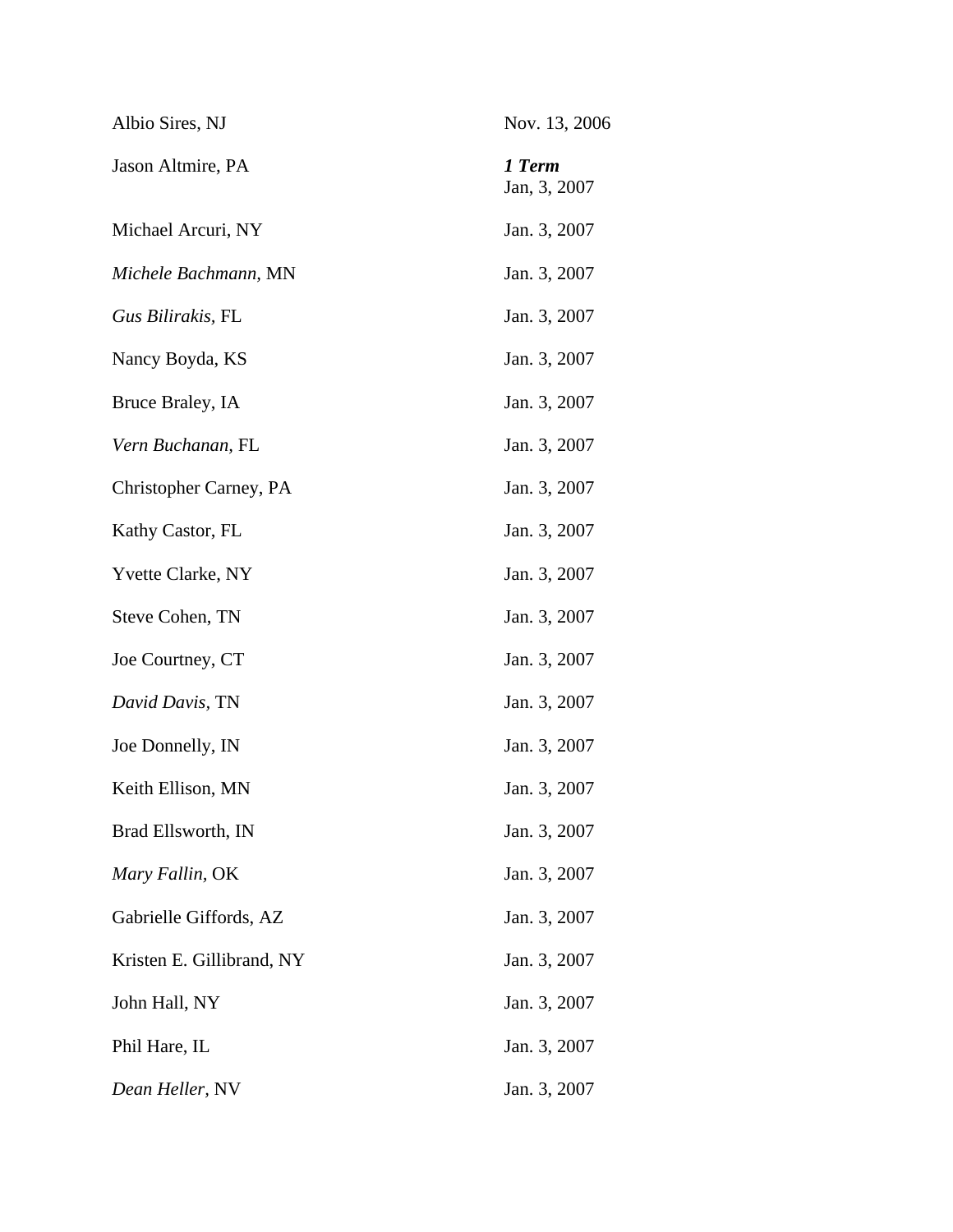| | |
|---|---|
| Albio Sires, NJ | Nov. 13, 2006 |
| Jason Altmire, PA | ***1 Term*** Jan, 3, 2007 |
| Michael Arcuri, NY | Jan. 3, 2007 |
| *Michele Bachmann,* MN | Jan. 3, 2007 |
| *Gus Bilirakis,* FL | Jan. 3, 2007 |
| Nancy Boyda, KS | Jan. 3, 2007 |
| Bruce Braley, IA | Jan. 3, 2007 |
| *Vern Buchanan,* FL | Jan. 3, 2007 |
| Christopher Carney, PA | Jan. 3, 2007 |
| Kathy Castor, FL | Jan. 3, 2007 |
| Yvette Clarke, NY | Jan. 3, 2007 |
| Steve Cohen, TN | Jan. 3, 2007 |
| Joe Courtney, CT | Jan. 3, 2007 |
| *David Davis*, TN | Jan. 3, 2007 |
| Joe Donnelly, IN | Jan. 3, 2007 |
| Keith Ellison, MN | Jan. 3, 2007 |
| Brad Ellsworth, IN | Jan. 3, 2007 |
| *Mary Fallin,* OK | Jan. 3, 2007 |
| Gabrielle Giffords, AZ | Jan. 3, 2007 |
| Kristen E. Gillibrand, NY | Jan. 3, 2007 |
| John Hall, NY | Jan. 3, 2007 |
| Phil Hare, IL | Jan. 3, 2007 |
| *Dean Heller*, NV | Jan. 3, 2007 |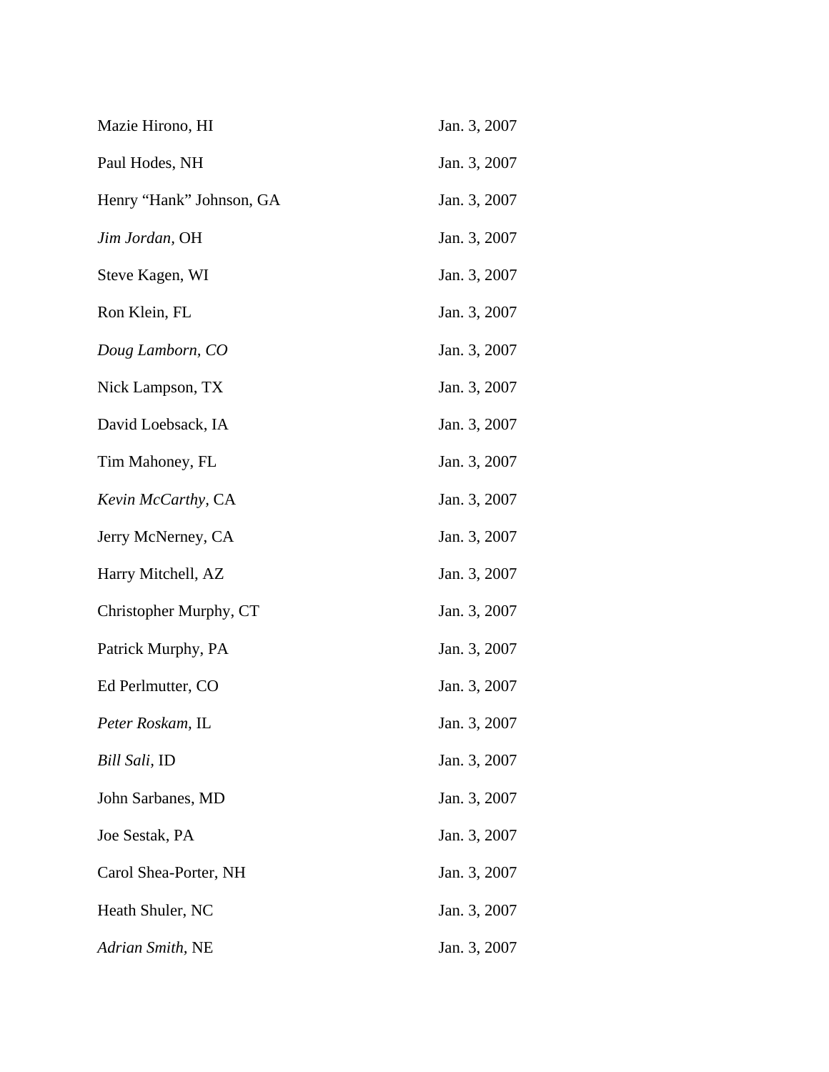| | |
|---|---|
| Mazie Hirono, HI | Jan. 3, 2007 |
| Paul Hodes, NH | Jan. 3, 2007 |
| Henry “Hank” Johnson, GA | Jan. 3, 2007 |
| *Jim Jordan,* OH | Jan. 3, 2007 |
| Steve Kagen, WI | Jan. 3, 2007 |
| Ron Klein, FL | Jan. 3, 2007 |
| *Doug Lamborn, CO* | Jan. 3, 2007 |
| Nick Lampson, TX | Jan. 3, 2007 |
| David Loebsack, IA | Jan. 3, 2007 |
| Tim Mahoney, FL | Jan. 3, 2007 |
| *Kevin McCarthy,* CA | Jan. 3, 2007 |
| Jerry McNerney, CA | Jan. 3, 2007 |
| Harry Mitchell, AZ | Jan. 3, 2007 |
| Christopher Murphy, CT | Jan. 3, 2007 |
| Patrick Murphy, PA | Jan. 3, 2007 |
| Ed Perlmutter, CO | Jan. 3, 2007 |
| *Peter Roskam,* IL | Jan. 3, 2007 |
| *Bill Sali,* ID | Jan. 3, 2007 |
| John Sarbanes, MD | Jan. 3, 2007 |
| Joe Sestak, PA | Jan. 3, 2007 |
| Carol Shea-Porter, NH | Jan. 3, 2007 |
| Heath Shuler, NC | Jan. 3, 2007 |
| *Adrian Smith,* NE | Jan. 3, 2007 |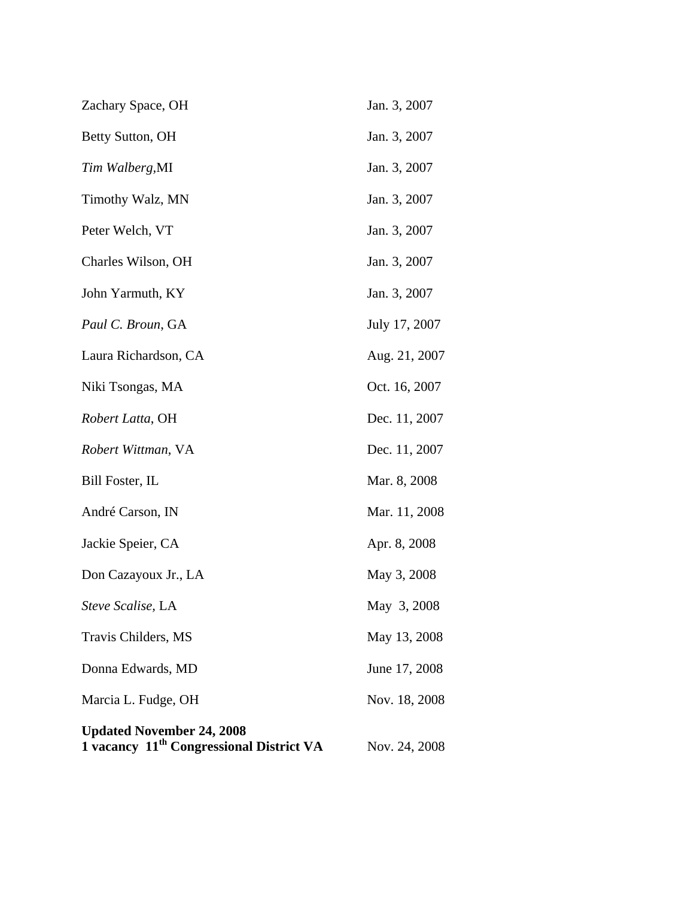| | |
|---|---|
| Zachary Space, OH | Jan. 3, 2007 |
| Betty Sutton, OH | Jan. 3, 2007 |
| *Tim Walberg*,MI | Jan. 3, 2007 |
| Timothy Walz, MN | Jan. 3, 2007 |
| Peter Welch, VT | Jan. 3, 2007 |
| Charles Wilson, OH | Jan. 3, 2007 |
| John Yarmuth, KY | Jan. 3, 2007 |
| *Paul C. Broun*, GA | July 17, 2007 |
| Laura Richardson, CA | Aug. 21, 2007 |
| Niki Tsongas, MA | Oct. 16, 2007 |
| *Robert Latta*, OH | Dec. 11, 2007 |
| *Robert Wittman*, VA | Dec. 11, 2007 |
| Bill Foster, IL | Mar. 8, 2008 |
| André Carson, IN | Mar. 11, 2008 |
| Jackie Speier, CA | Apr. 8, 2008 |
| Don Cazayoux Jr., LA | May 3, 2008 |
| *Steve Scalise,* LA | May 3, 2008 |
| Travis Childers, MS | May 13, 2008 |
| Donna Edwards, MD | June 17, 2008 |
| Marcia L. Fudge, OH | Nov. 18, 2008 |
| **Updated November 24, 2008** **1 vacancy 11th Congressional District VA** | Nov. 24, 2008 |